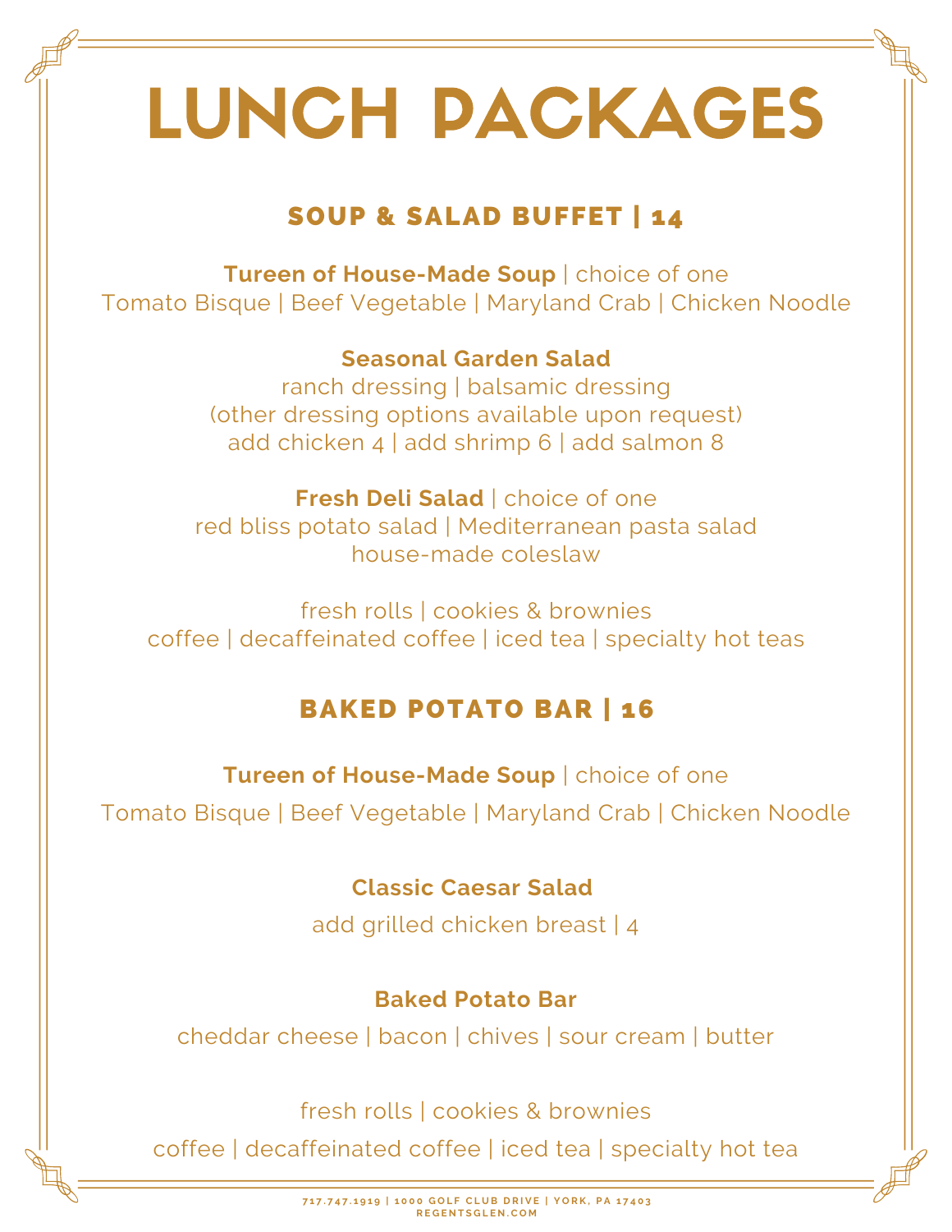# LUNCH PACKAGES

## SOUP & SALAD BUFFET | 14

**Tureen of House-Made Soup** | choice of one
Tomato Bisque | Beef Vegetable | Maryland Crab | Chicken Noodle

**Seasonal Garden Salad**
ranch dressing | balsamic dressing
(other dressing options available upon request)
add chicken 4 | add shrimp 6 | add salmon 8

**Fresh Deli Salad** | choice of one
red bliss potato salad | Mediterranean pasta salad
house-made coleslaw

fresh rolls | cookies & brownies
coffee | decaffeinated coffee | iced tea | specialty hot teas

## BAKED POTATO BAR | 16

**Tureen of House-Made Soup** | choice of one
Tomato Bisque | Beef Vegetable | Maryland Crab | Chicken Noodle

**Classic Caesar Salad**
add grilled chicken breast | 4

**Baked Potato Bar**
cheddar cheese | bacon | chives | sour cream | butter

fresh rolls | cookies & brownies
coffee | decaffeinated coffee | iced tea | specialty hot tea

717.747.1919 | 1000 GOLF CLUB DRIVE | YORK, PA 17403
REGENTSGLEN.COM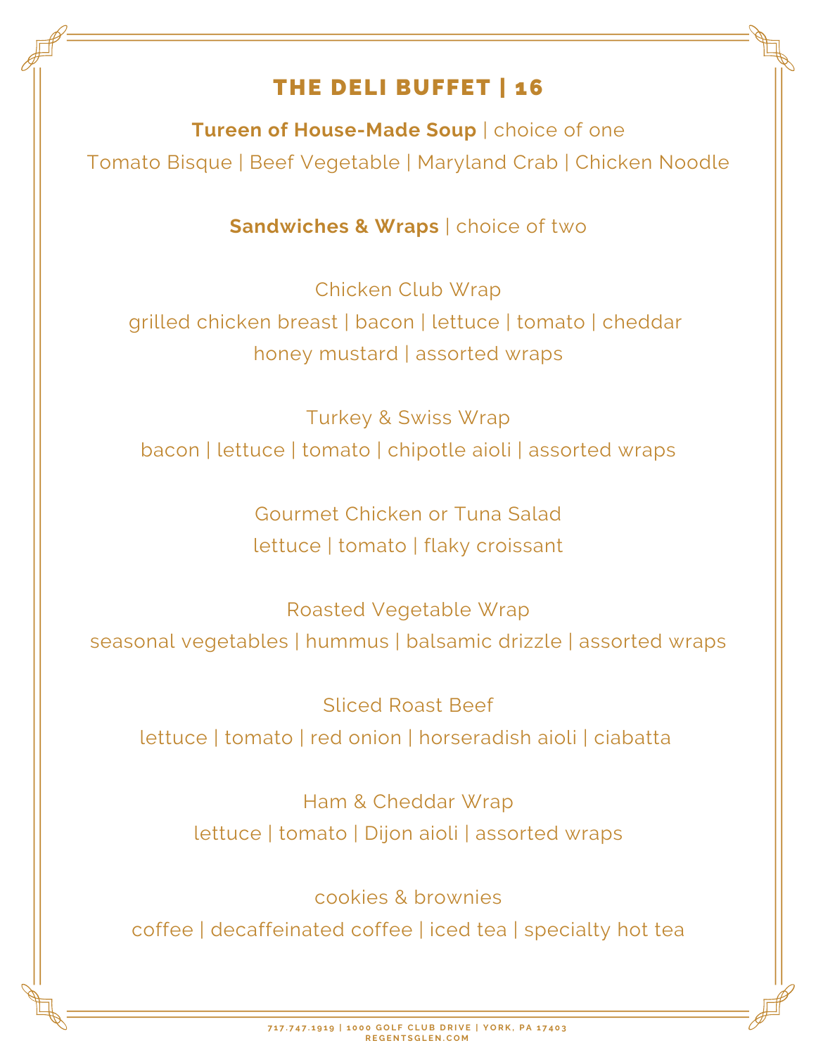# THE DELI BUFFET | 16

**Tureen of House-Made Soup** | choice of one

Tomato Bisque | Beef Vegetable | Maryland Crab | Chicken Noodle

**Sandwiches & Wraps** | choice of two

Chicken Club Wrap

grilled chicken breast | bacon | lettuce | tomato | cheddar

honey mustard | assorted wraps

Turkey & Swiss Wrap

bacon | lettuce | tomato | chipotle aioli | assorted wraps

Gourmet Chicken or Tuna Salad

lettuce | tomato | flaky croissant

Roasted Vegetable Wrap

seasonal vegetables | hummus | balsamic drizzle | assorted wraps

Sliced Roast Beef

lettuce | tomato | red onion | horseradish aioli | ciabatta

Ham & Cheddar Wrap

lettuce | tomato | Dijon aioli | assorted wraps

cookies & brownies

coffee | decaffeinated coffee | iced tea | specialty hot tea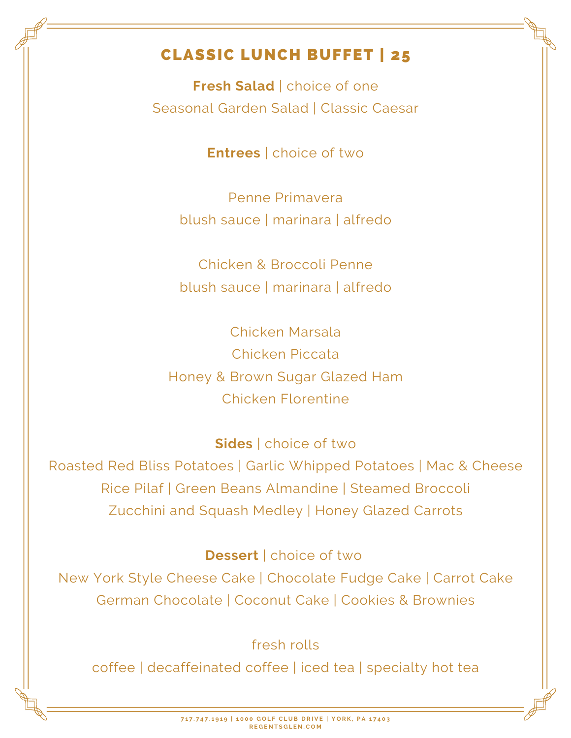# CLASSIC LUNCH BUFFET | 25

**Fresh Salad** | choice of one

Seasonal Garden Salad | Classic Caesar

**Entrees** | choice of two

Penne Primavera

blush sauce | marinara | alfredo

Chicken & Broccoli Penne

blush sauce | marinara | alfredo

Chicken Marsala

Chicken Piccata

Honey & Brown Sugar Glazed Ham

Chicken Florentine

**Sides** | choice of two

Roasted Red Bliss Potatoes | Garlic Whipped Potatoes | Mac & Cheese

Rice Pilaf | Green Beans Almandine | Steamed Broccoli

Zucchini and Squash Medley | Honey Glazed Carrots

**Dessert** | choice of two

New York Style Cheese Cake | Chocolate Fudge Cake | Carrot Cake

German Chocolate | Coconut Cake | Cookies & Brownies

fresh rolls

coffee | decaffeinated coffee | iced tea | specialty hot tea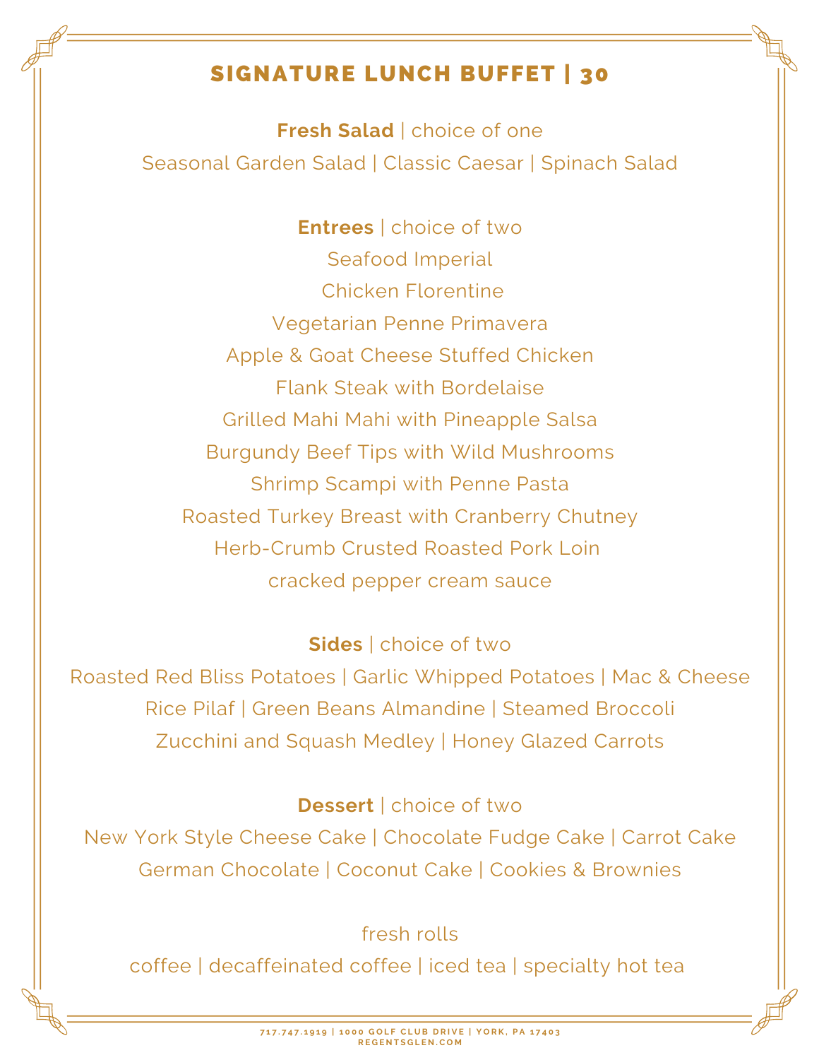# SIGNATURE LUNCH BUFFET | 30

**Fresh Salad** | choice of one

Seasonal Garden Salad | Classic Caesar | Spinach Salad

**Entrees** | choice of two

Seafood Imperial

Chicken Florentine

Vegetarian Penne Primavera

Apple & Goat Cheese Stuffed Chicken

Flank Steak with Bordelaise

Grilled Mahi Mahi with Pineapple Salsa

Burgundy Beef Tips with Wild Mushrooms

Shrimp Scampi with Penne Pasta

Roasted Turkey Breast with Cranberry Chutney

Herb-Crumb Crusted Roasted Pork Loin

cracked pepper cream sauce

**Sides** | choice of two

Roasted Red Bliss Potatoes | Garlic Whipped Potatoes | Mac & Cheese

Rice Pilaf | Green Beans Almandine | Steamed Broccoli

Zucchini and Squash Medley | Honey Glazed Carrots

**Dessert** | choice of two

New York Style Cheese Cake | Chocolate Fudge Cake | Carrot Cake

German Chocolate | Coconut Cake | Cookies & Brownies

fresh rolls

coffee | decaffeinated coffee | iced tea | specialty hot tea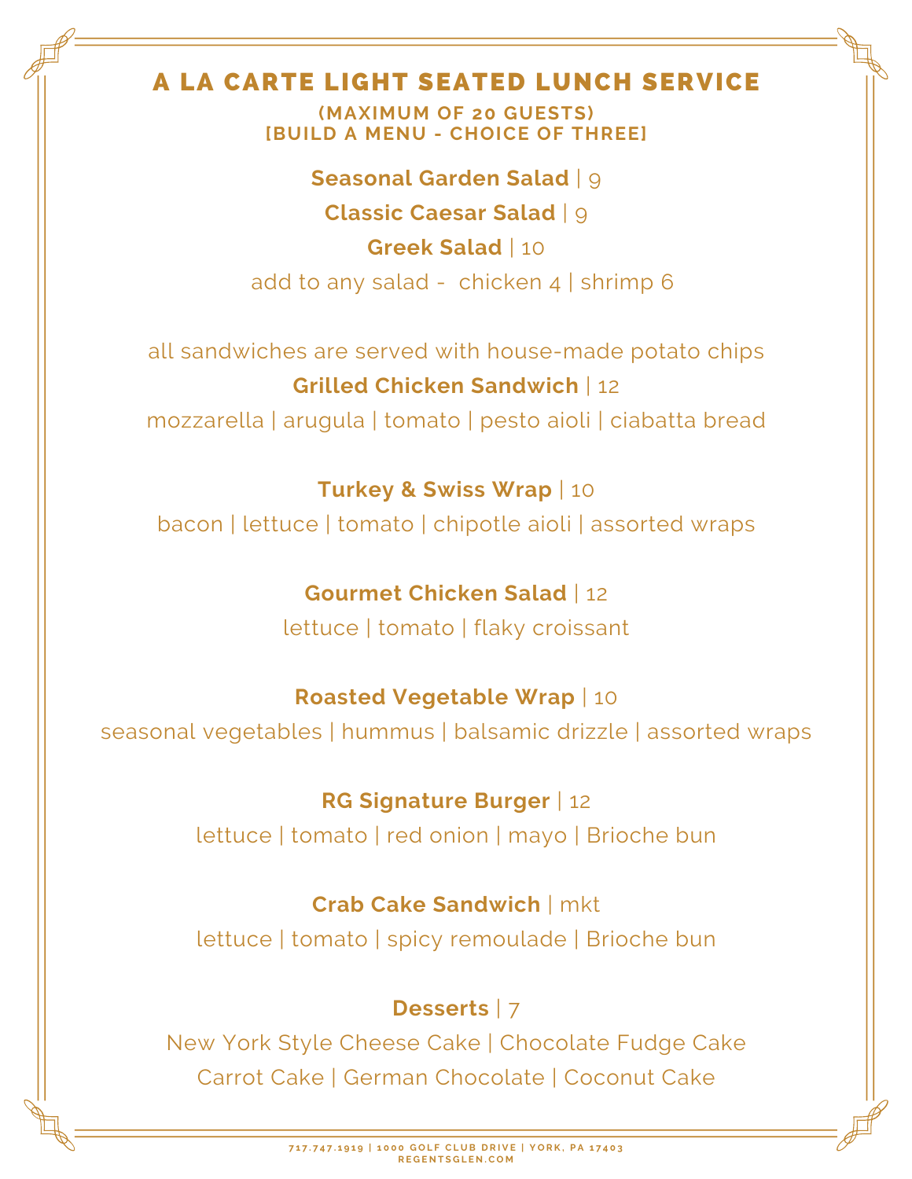# A LA CARTE LIGHT SEATED LUNCH SERVICE

**(MAXIMUM OF 20 GUESTS)**
**[BUILD A MENU - CHOICE OF THREE]**

**Seasonal Garden Salad** | 9

**Classic Caesar Salad** | 9

**Greek Salad** | 10

add to any salad - chicken 4 | shrimp 6

all sandwiches are served with house-made potato chips

**Grilled Chicken Sandwich** | 12

mozzarella | arugula | tomato | pesto aioli | ciabatta bread

**Turkey & Swiss Wrap** | 10

bacon | lettuce | tomato | chipotle aioli | assorted wraps

**Gourmet Chicken Salad** | 12

lettuce | tomato | flaky croissant

**Roasted Vegetable Wrap** | 10

seasonal vegetables | hummus | balsamic drizzle | assorted wraps

**RG Signature Burger** | 12

lettuce | tomato | red onion | mayo | Brioche bun

**Crab Cake Sandwich** | mkt

lettuce | tomato | spicy remoulade | Brioche bun

**Desserts** | 7

New York Style Cheese Cake | Chocolate Fudge Cake
Carrot Cake | German Chocolate | Coconut Cake

717.747.1919 | 1000 GOLF CLUB DRIVE | YORK, PA 17403
REGENTSGLEN.COM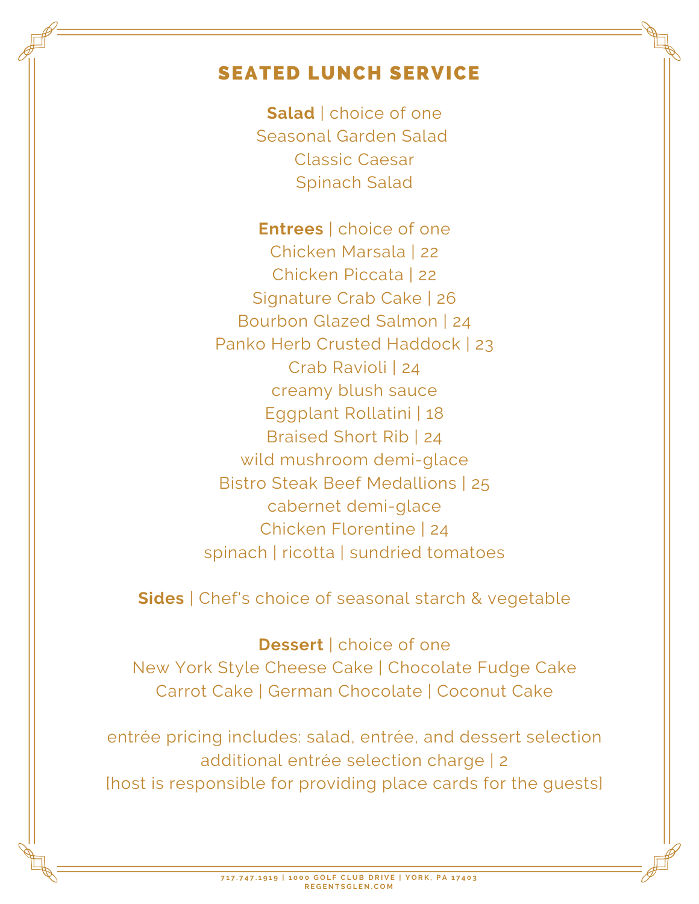# SEATED LUNCH SERVICE

**Salad** | choice of one
Seasonal Garden Salad
Classic Caesar
Spinach Salad

**Entrees** | choice of one
Chicken Marsala | 22
Chicken Piccata | 22
Signature Crab Cake | 26
Bourbon Glazed Salmon | 24
Panko Herb Crusted Haddock | 23
Crab Ravioli | 24
creamy blush sauce
Eggplant Rollatini | 18
Braised Short Rib | 24
wild mushroom demi-glace
Bistro Steak Beef Medallions | 25
cabernet demi-glace
Chicken Florentine | 24
spinach | ricotta | sundried tomatoes

**Sides** | Chef's choice of seasonal starch & vegetable

**Dessert** | choice of one
New York Style Cheese Cake | Chocolate Fudge Cake
Carrot Cake | German Chocolate | Coconut Cake

entrée pricing includes: salad, entrée, and dessert selection
additional entrée selection charge | 2
[host is responsible for providing place cards for the guests]

717.747.1919 | 1000 GOLF CLUB DRIVE | YORK, PA 17403
REGENTSGLEN.COM